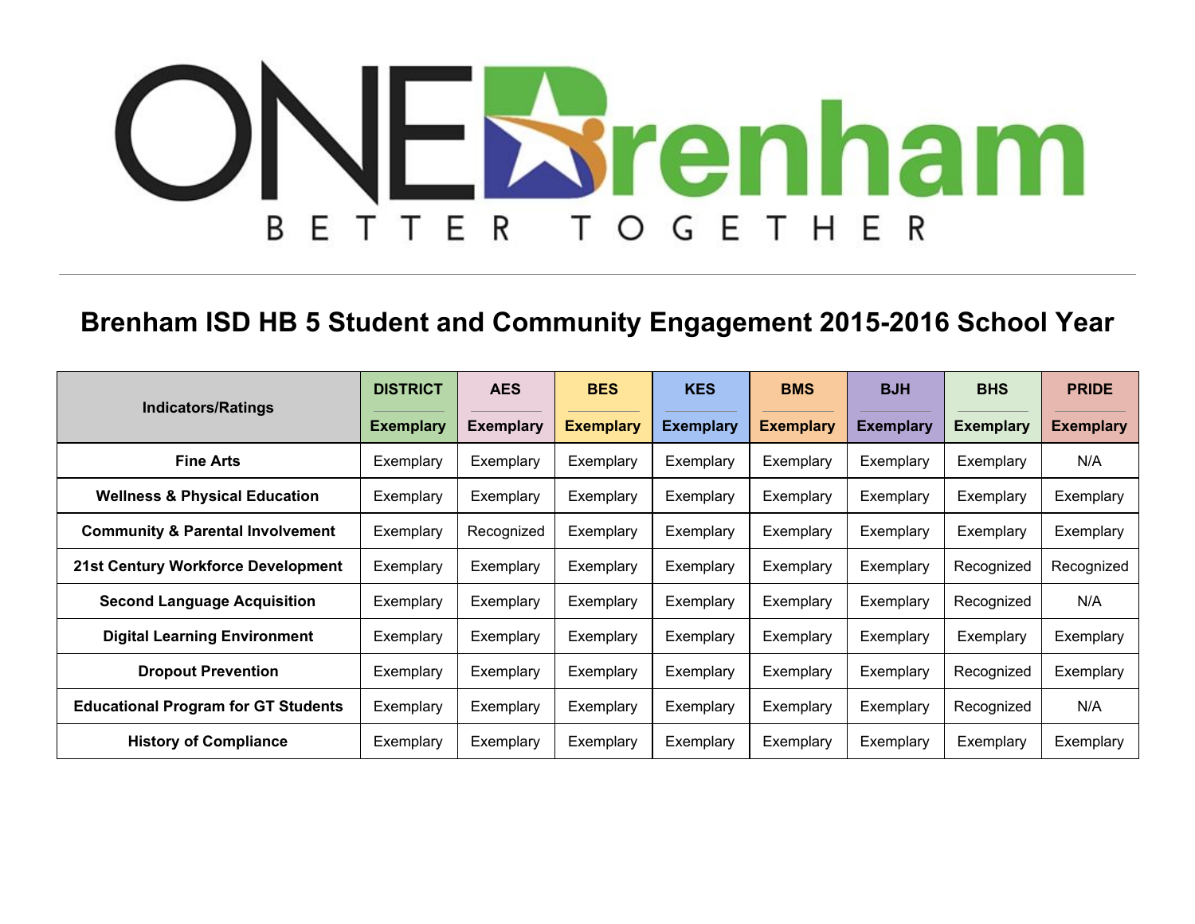ONE Brenham
BETTER TOGETHER

# Brenham ISD HB 5 Student and Community Engagement 2015-2016 School Year

| Indicators/Ratings | DISTRICT<br>**Exemplary** | AES<br>**Exemplary** | BES<br>**Exemplary** | KES<br>**Exemplary** | BMS<br>**Exemplary** | BJH<br>**Exemplary** | BHS<br>**Exemplary** | PRIDE<br>**Exemplary** |
|---|---|---|---|---|---|---|---|---|
| **Fine Arts** | Exemplary | Exemplary | Exemplary | Exemplary | Exemplary | Exemplary | Exemplary | N/A |
| **Wellness & Physical Education** | Exemplary | Exemplary | Exemplary | Exemplary | Exemplary | Exemplary | Exemplary | Exemplary |
| **Community & Parental Involvement** | Exemplary | Recognized | Exemplary | Exemplary | Exemplary | Exemplary | Exemplary | Exemplary |
| **21st Century Workforce Development** | Exemplary | Exemplary | Exemplary | Exemplary | Exemplary | Exemplary | Recognized | Recognized |
| **Second Language Acquisition** | Exemplary | Exemplary | Exemplary | Exemplary | Exemplary | Exemplary | Recognized | N/A |
| **Digital Learning Environment** | Exemplary | Exemplary | Exemplary | Exemplary | Exemplary | Exemplary | Exemplary | Exemplary |
| **Dropout Prevention** | Exemplary | Exemplary | Exemplary | Exemplary | Exemplary | Exemplary | Recognized | Exemplary |
| **Educational Program for GT Students** | Exemplary | Exemplary | Exemplary | Exemplary | Exemplary | Exemplary | Recognized | N/A |
| **History of Compliance** | Exemplary | Exemplary | Exemplary | Exemplary | Exemplary | Exemplary | Exemplary | Exemplary |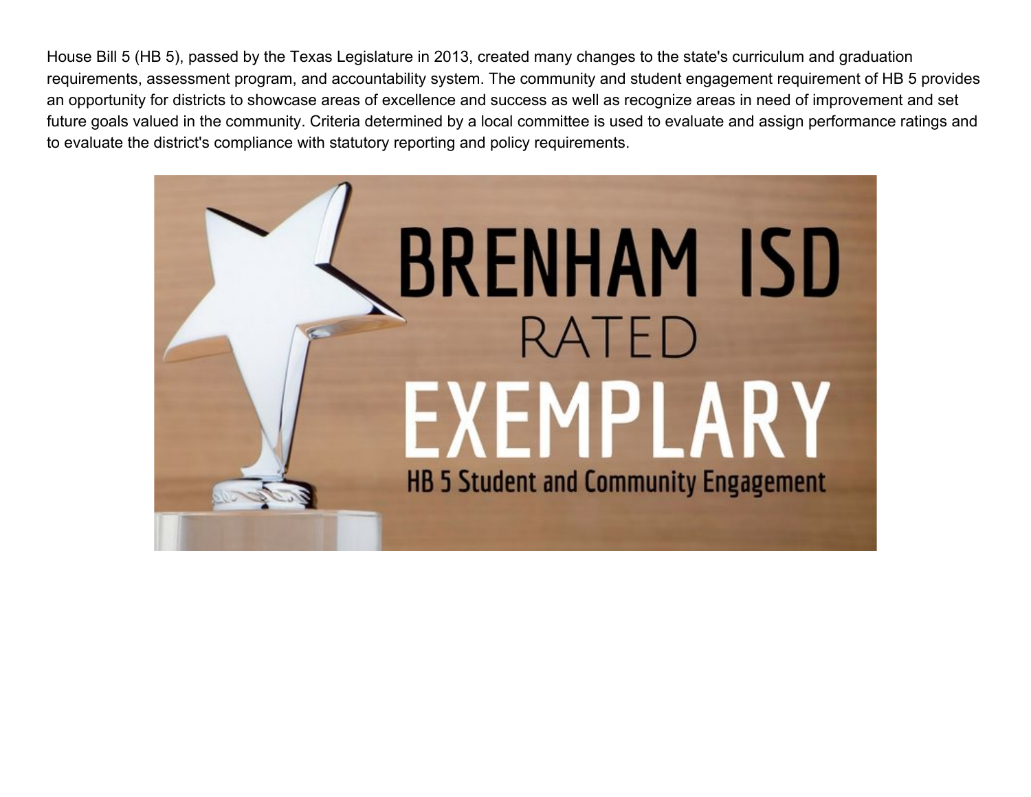House Bill 5 (HB 5), passed by the Texas Legislature in 2013, created many changes to the state's curriculum and graduation requirements, assessment program, and accountability system. The community and student engagement requirement of HB 5 provides an opportunity for districts to showcase areas of excellence and success as well as recognize areas in need of improvement and set future goals valued in the community. Criteria determined by a local committee is used to evaluate and assign performance ratings and to evaluate the district's compliance with statutory reporting and policy requirements.

BRENHAM ISD

RATED

EXEMPLARY

HB 5 Student and Community Engagement